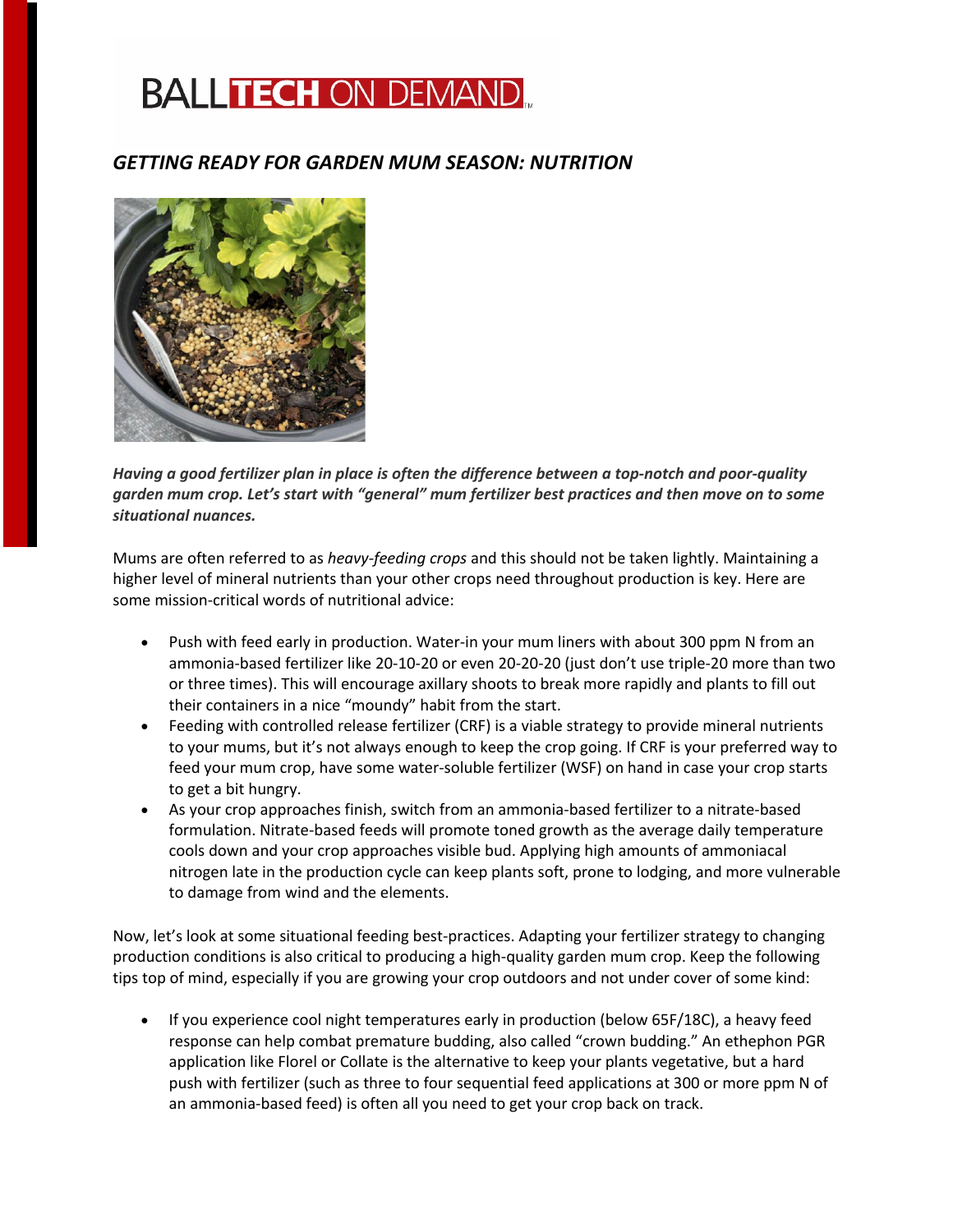# BALL TECH ON DEMAND

## *GETTING READY FOR GARDEN MUM SEASON: NUTRITION*

***Having a good fertilizer plan in place is often the difference between a top-notch and poor-quality garden mum crop. Let's start with "general" mum fertilizer best practices and then move on to some situational nuances.***

Mums are often referred to as *heavy-feeding crops* and this should not be taken lightly. Maintaining a higher level of mineral nutrients than your other crops need throughout production is key. Here are some mission-critical words of nutritional advice:

- Push with feed early in production. Water-in your mum liners with about 300 ppm N from an ammonia-based fertilizer like 20-10-20 or even 20-20-20 (just don't use triple-20 more than two or three times). This will encourage axillary shoots to break more rapidly and plants to fill out their containers in a nice "moundy" habit from the start.
- Feeding with controlled release fertilizer (CRF) is a viable strategy to provide mineral nutrients to your mums, but it's not always enough to keep the crop going. If CRF is your preferred way to feed your mum crop, have some water-soluble fertilizer (WSF) on hand in case your crop starts to get a bit hungry.
- As your crop approaches finish, switch from an ammonia-based fertilizer to a nitrate-based formulation. Nitrate-based feeds will promote toned growth as the average daily temperature cools down and your crop approaches visible bud. Applying high amounts of ammoniacal nitrogen late in the production cycle can keep plants soft, prone to lodging, and more vulnerable to damage from wind and the elements.

Now, let's look at some situational feeding best-practices. Adapting your fertilizer strategy to changing production conditions is also critical to producing a high-quality garden mum crop. Keep the following tips top of mind, especially if you are growing your crop outdoors and not under cover of some kind:

- If you experience cool night temperatures early in production (below 65F/18C), a heavy feed response can help combat premature budding, also called "crown budding." An ethephon PGR application like Florel or Collate is the alternative to keep your plants vegetative, but a hard push with fertilizer (such as three to four sequential feed applications at 300 or more ppm N of an ammonia-based feed) is often all you need to get your crop back on track.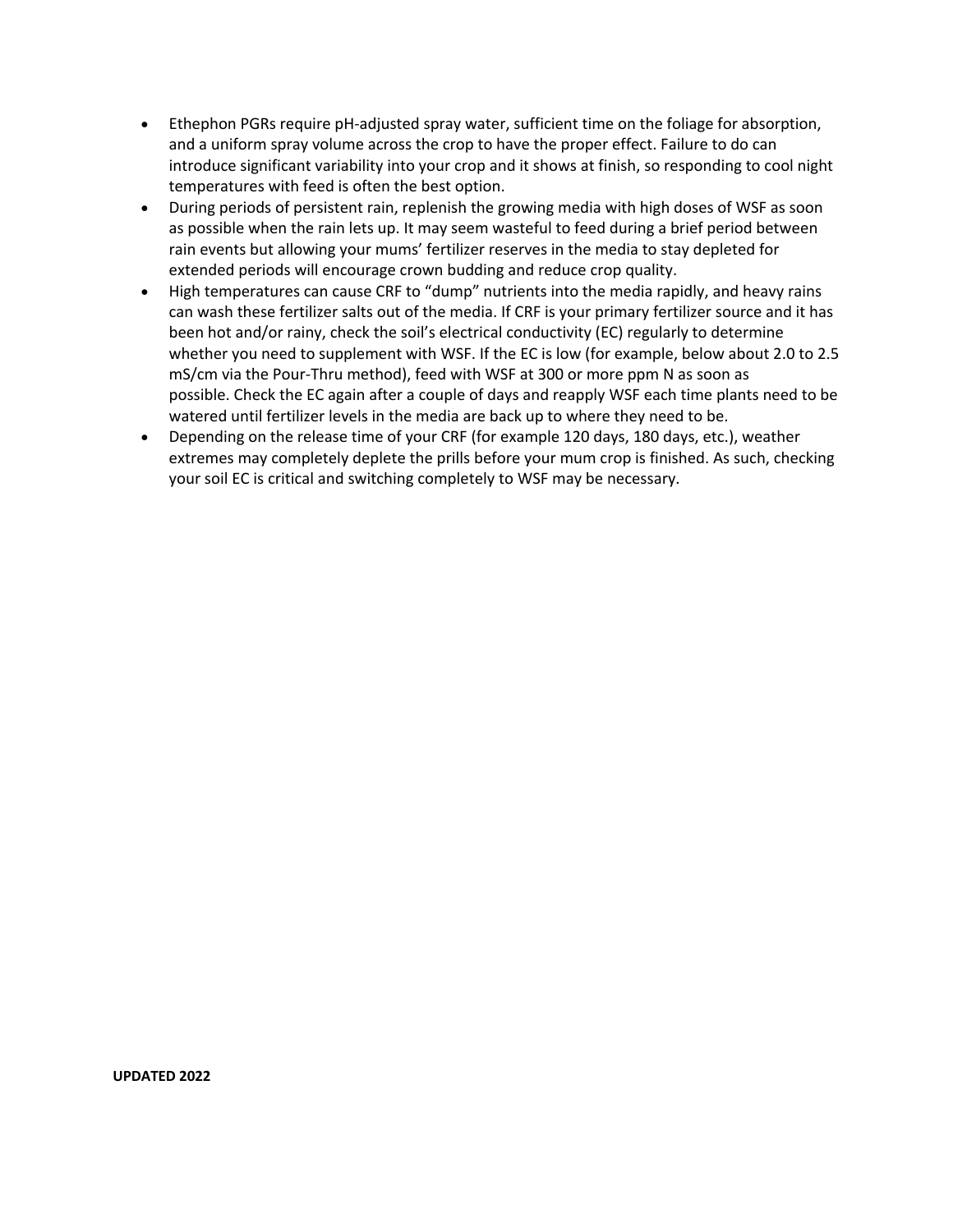- Ethephon PGRs require pH-adjusted spray water, sufficient time on the foliage for absorption, and a uniform spray volume across the crop to have the proper effect. Failure to do can introduce significant variability into your crop and it shows at finish, so responding to cool night temperatures with feed is often the best option.
- During periods of persistent rain, replenish the growing media with high doses of WSF as soon as possible when the rain lets up. It may seem wasteful to feed during a brief period between rain events but allowing your mums' fertilizer reserves in the media to stay depleted for extended periods will encourage crown budding and reduce crop quality.
- High temperatures can cause CRF to "dump" nutrients into the media rapidly, and heavy rains can wash these fertilizer salts out of the media. If CRF is your primary fertilizer source and it has been hot and/or rainy, check the soil's electrical conductivity (EC) regularly to determine whether you need to supplement with WSF. If the EC is low (for example, below about 2.0 to 2.5 mS/cm via the Pour-Thru method), feed with WSF at 300 or more ppm N as soon as possible. Check the EC again after a couple of days and reapply WSF each time plants need to be watered until fertilizer levels in the media are back up to where they need to be.
- Depending on the release time of your CRF (for example 120 days, 180 days, etc.), weather extremes may completely deplete the prills before your mum crop is finished. As such, checking your soil EC is critical and switching completely to WSF may be necessary.

**UPDATED 2022**